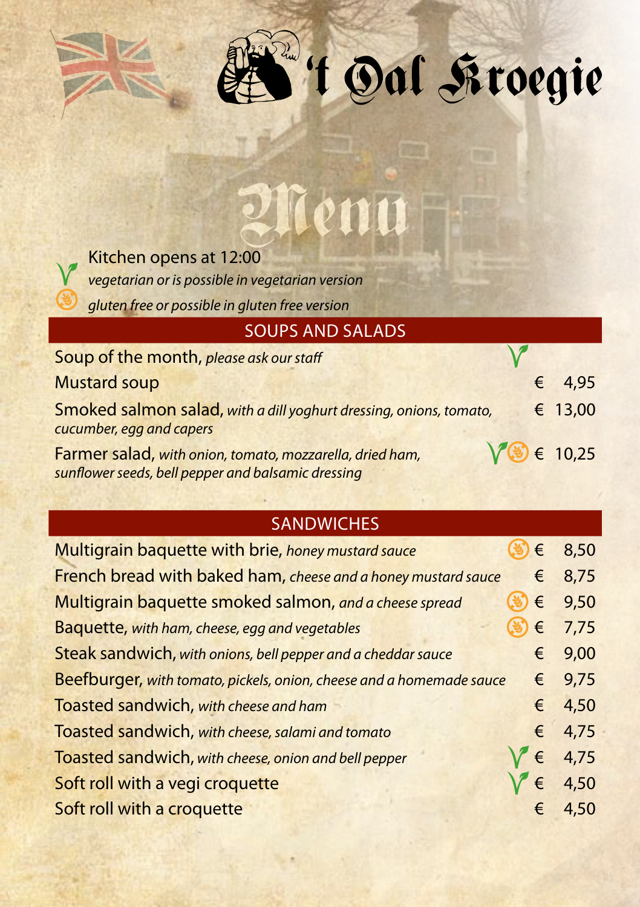# 't Oal Kroegie

## Menu

Kitchen opens at 12:00

V = *vegetarian or is possible in vegetarian version*

GF = *gluten free or possible in gluten free version*

## SOUPS AND SALADS

| Dish | | Price |
|---|---|---|
| Soup of the month, *please ask our staff* | V | |
| Mustard soup | | € 4,95 |
| Smoked salmon salad, *with a dill yoghurt dressing, onions, tomato, cucumber, egg and capers* | | € 13,00 |
| Farmer salad, *with onion, tomato, mozzarella, dried ham, sunflower seeds, bell pepper and balsamic dressing* | V GF | € 10,25 |

## SANDWICHES

| Dish | | Price |
|---|---|---|
| Multigrain baguette with brie, *honey mustard sauce* | GF | € 8,50 |
| French bread with baked ham, *cheese and a honey mustard sauce* | | € 8,75 |
| Multigrain baguette smoked salmon, *and a cheese spread* | GF | € 9,50 |
| Baquette, *with ham, cheese, egg and vegetables* | GF | € 7,75 |
| Steak sandwich, *with onions, bell pepper and a cheddar sauce* | | € 9,00 |
| Beefburger, *with tomato, pickels, onion, cheese and a homemade sauce* | | € 9,75 |
| Toasted sandwich, *with cheese and ham* | | € 4,50 |
| Toasted sandwich, *with cheese, salami and tomato* | | € 4,75 |
| Toasted sandwich, *with cheese, onion and bell pepper* | V | € 4,75 |
| Soft roll with a vegi croquette | V | € 4,50 |
| Soft roll with a croquette | | € 4,50 |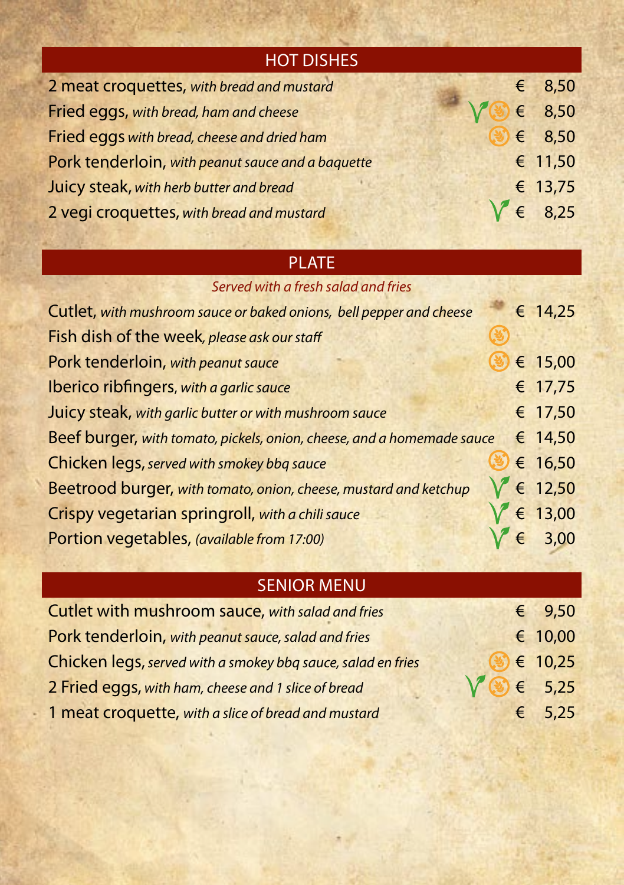## HOT DISHES

| Dish | | Price |
|---|---|---|
| 2 meat croquettes, *with bread and mustard* | | € 8,50 |
| Fried eggs, *with bread, ham and cheese* | V 🌾 | € 8,50 |
| Fried eggs *with bread, cheese and dried ham* | 🌾 | € 8,50 |
| Pork tenderloin, *with peanut sauce and a baquette* | | € 11,50 |
| Juicy steak, *with herb butter and bread* | | € 13,75 |
| 2 vegi croquettes, *with bread and mustard* | V | € 8,25 |

## PLATE

*Served with a fresh salad and fries*

| Dish | | Price |
|---|---|---|
| Cutlet, *with mushroom sauce or baked onions, bell pepper and cheese* | | € 14,25 |
| Fish dish of the week, *please ask our staff* | 🌾 | |
| Pork tenderloin, *with peanut sauce* | 🌾 | € 15,00 |
| Iberico ribfingers, *with a garlic sauce* | | € 17,75 |
| Juicy steak, *with garlic butter or with mushroom sauce* | | € 17,50 |
| Beef burger, *with tomato, pickels, onion, cheese, and a homemade sauce* | | € 14,50 |
| Chicken legs, *served with smokey bbq sauce* | 🌾 | € 16,50 |
| Beetrood burger, *with tomato, onion, cheese, mustard and ketchup* | V | € 12,50 |
| Crispy vegetarian springroll, *with a chili sauce* | V | € 13,00 |
| Portion vegetables, *(available from 17:00)* | V | € 3,00 |

## SENIOR MENU

| Dish | | Price |
|---|---|---|
| Cutlet with mushroom sauce, *with salad and fries* | | € 9,50 |
| Pork tenderloin, *with peanut sauce, salad and fries* | | € 10,00 |
| Chicken legs, *served with a smokey bbq sauce, salad en fries* | 🌾 | € 10,25 |
| 2 Fried eggs, *with ham, cheese and 1 slice of bread* | V 🌾 | € 5,25 |
| 1 meat croquette, *with a slice of bread and mustard* | | € 5,25 |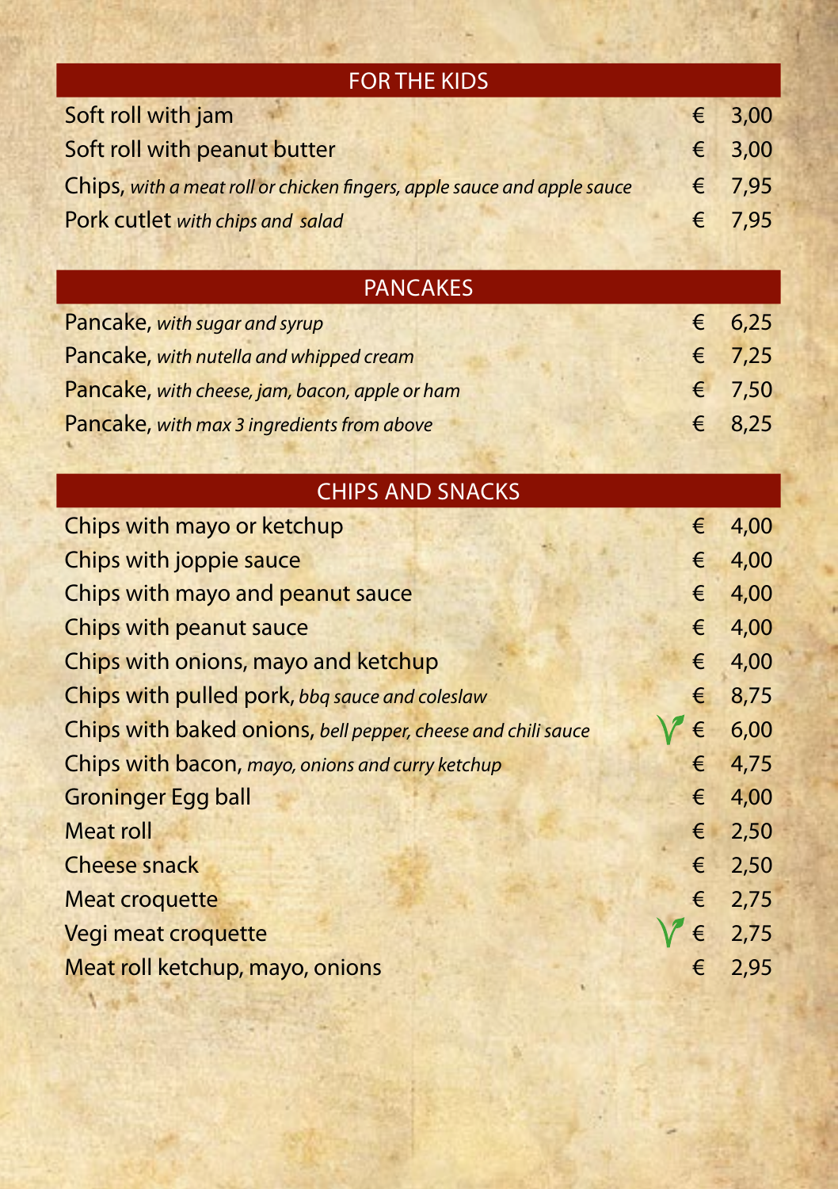## FOR THE KIDS

| | |
|---|---|
| Soft roll with jam | € 3,00 |
| Soft roll with peanut butter | € 3,00 |
| Chips, *with a meat roll or chicken fingers, apple sauce and apple sauce* | € 7,95 |
| Pork cutlet *with chips and salad* | € 7,95 |

## PANCAKES

| | |
|---|---|
| Pancake, *with sugar and syrup* | € 6,25 |
| Pancake, *with nutella and whipped cream* | € 7,25 |
| Pancake, *with cheese, jam, bacon, apple or ham* | € 7,50 |
| Pancake, *with max 3 ingredients from above* | € 8,25 |

## CHIPS AND SNACKS

| | | |
|---|---|---|
| Chips with mayo or ketchup | | € 4,00 |
| Chips with joppie sauce | | € 4,00 |
| Chips with mayo and peanut sauce | | € 4,00 |
| Chips with peanut sauce | | € 4,00 |
| Chips with onions, mayo and ketchup | | € 4,00 |
| Chips with pulled pork, *bbq sauce and coleslaw* | | € 8,75 |
| Chips with baked onions, *bell pepper, cheese and chili sauce* | V | € 6,00 |
| Chips with bacon, *mayo, onions and curry ketchup* | | € 4,75 |
| Groninger Egg ball | | € 4,00 |
| Meat roll | | € 2,50 |
| Cheese snack | | € 2,50 |
| Meat croquette | | € 2,75 |
| Vegi meat croquette | V | € 2,75 |
| Meat roll ketchup, mayo, onions | | € 2,95 |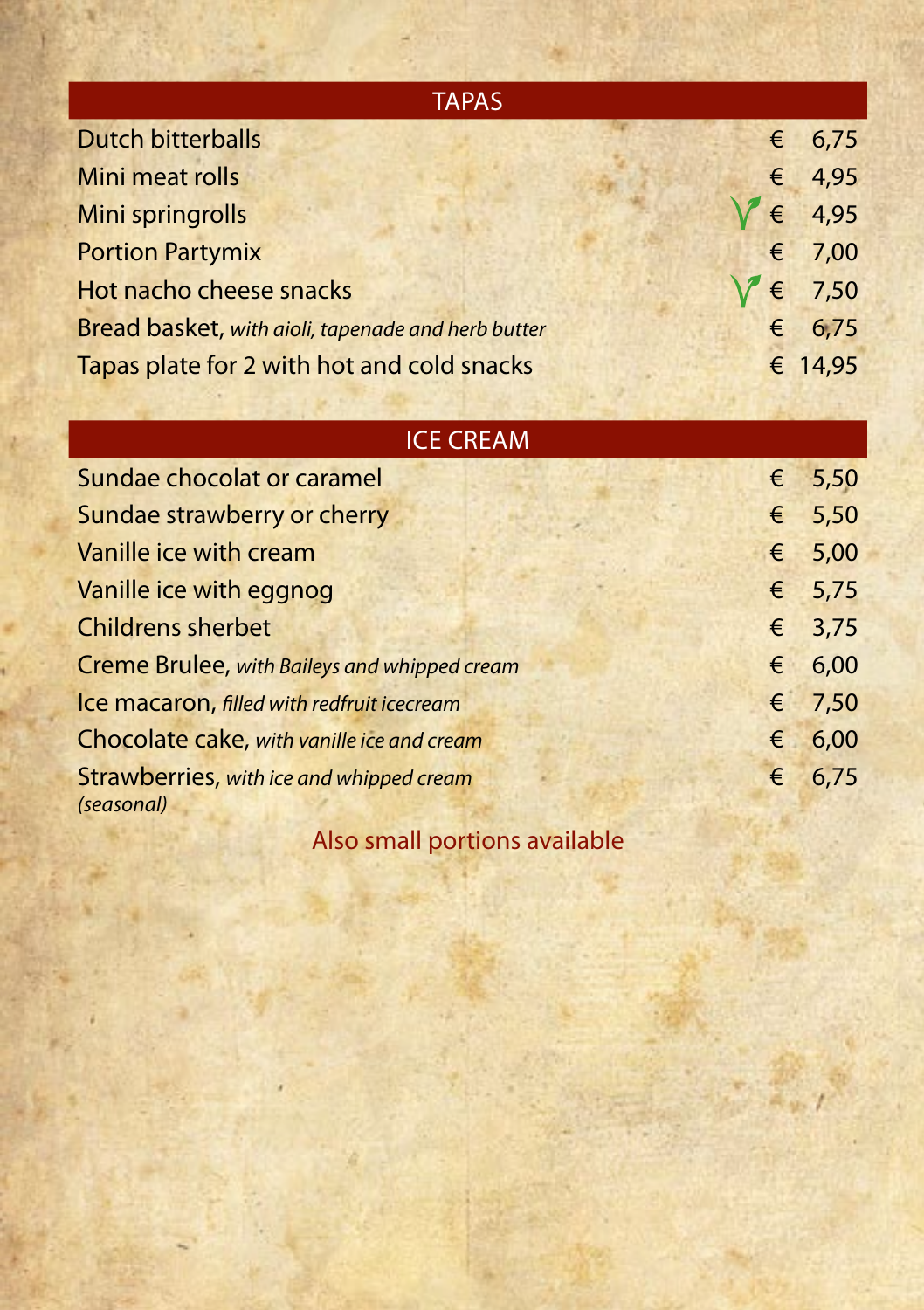## TAPAS

| | | |
|---|---|---|
| Dutch bitterballs | | € 6,75 |
| Mini meat rolls | | € 4,95 |
| Mini springrolls | V | € 4,95 |
| Portion Partymix | | € 7,00 |
| Hot nacho cheese snacks | V | € 7,50 |
| Bread basket, *with aioli, tapenade and herb butter* | | € 6,75 |
| Tapas plate for 2 with hot and cold snacks | | € 14,95 |

## ICE CREAM

| | |
|---|---|
| Sundae chocolat or caramel | € 5,50 |
| Sundae strawberry or cherry | € 5,50 |
| Vanille ice with cream | € 5,00 |
| Vanille ice with eggnog | € 5,75 |
| Childrens sherbet | € 3,75 |
| Creme Brulee, *with Baileys and whipped cream* | € 6,00 |
| Ice macaron, *filled with redfruit icecream* | € 7,50 |
| Chocolate cake, *with vanille ice and cream* | € 6,00 |
| Strawberries, *with ice and whipped cream* *(seasonal)* | € 6,75 |

Also small portions available